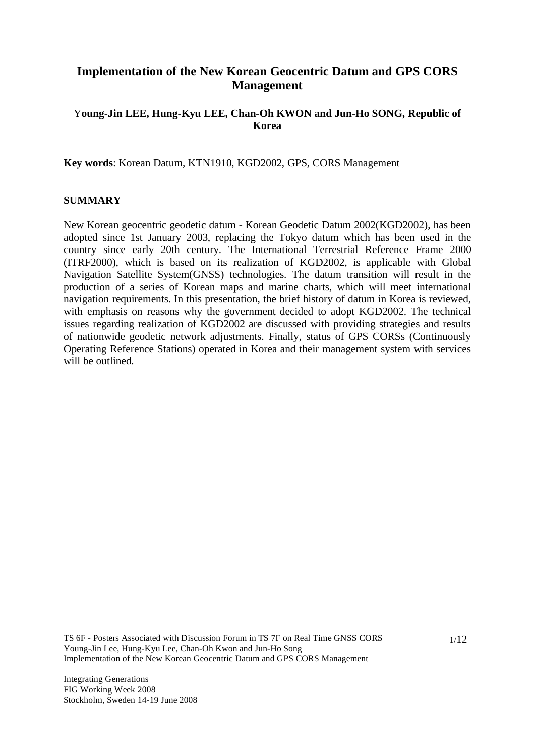# Implementation of the New Korean Geocentric Datum and GPS CORS Management

**Young-Jin LEE, Hung-Kyu LEE, Chan-Oh KWON and Jun-Ho SONG, Republic of Korea**

**Key words**: Korean Datum, KTN1910, KGD2002, GPS, CORS Management

## SUMMARY

New Korean geocentric geodetic datum - Korean Geodetic Datum 2002(KGD2002), has been adopted since 1st January 2003, replacing the Tokyo datum which has been used in the country since early 20th century. The International Terrestrial Reference Frame 2000 (ITRF2000), which is based on its realization of KGD2002, is applicable with Global Navigation Satellite System(GNSS) technologies. The datum transition will result in the production of a series of Korean maps and marine charts, which will meet international navigation requirements. In this presentation, the brief history of datum in Korea is reviewed, with emphasis on reasons why the government decided to adopt KGD2002. The technical issues regarding realization of KGD2002 are discussed with providing strategies and results of nationwide geodetic network adjustments. Finally, status of GPS CORSs (Continuously Operating Reference Stations) operated in Korea and their management system with services will be outlined.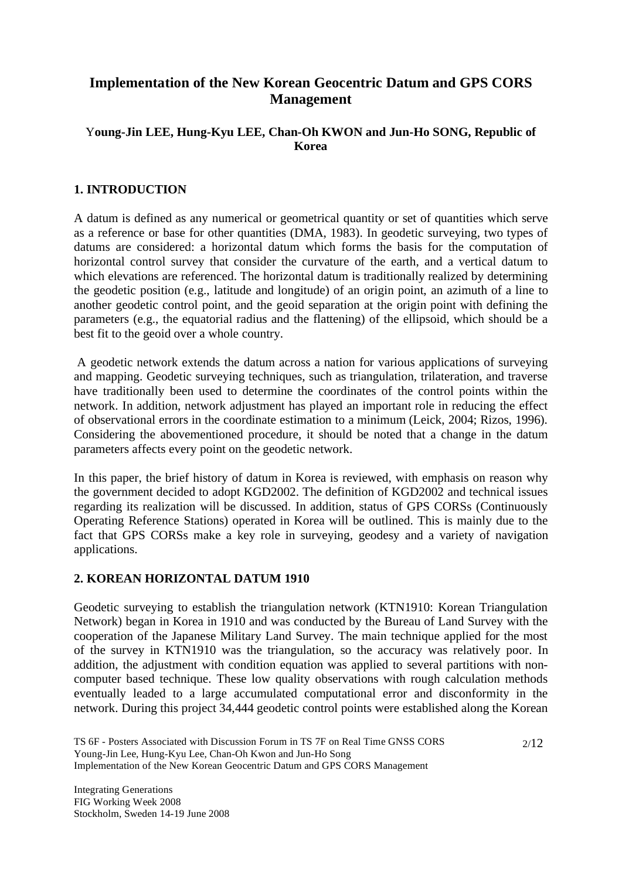# Implementation of the New Korean Geocentric Datum and GPS CORS Management

**Young-Jin LEE, Hung-Kyu LEE, Chan-Oh KWON and Jun-Ho SONG, Republic of Korea**

## 1. INTRODUCTION

A datum is defined as any numerical or geometrical quantity or set of quantities which serve as a reference or base for other quantities (DMA, 1983). In geodetic surveying, two types of datums are considered: a horizontal datum which forms the basis for the computation of horizontal control survey that consider the curvature of the earth, and a vertical datum to which elevations are referenced. The horizontal datum is traditionally realized by determining the geodetic position (e.g., latitude and longitude) of an origin point, an azimuth of a line to another geodetic control point, and the geoid separation at the origin point with defining the parameters (e.g., the equatorial radius and the flattening) of the ellipsoid, which should be a best fit to the geoid over a whole country.

A geodetic network extends the datum across a nation for various applications of surveying and mapping. Geodetic surveying techniques, such as triangulation, trilateration, and traverse have traditionally been used to determine the coordinates of the control points within the network. In addition, network adjustment has played an important role in reducing the effect of observational errors in the coordinate estimation to a minimum (Leick, 2004; Rizos, 1996). Considering the abovementioned procedure, it should be noted that a change in the datum parameters affects every point on the geodetic network.

In this paper, the brief history of datum in Korea is reviewed, with emphasis on reason why the government decided to adopt KGD2002. The definition of KGD2002 and technical issues regarding its realization will be discussed. In addition, status of GPS CORSs (Continuously Operating Reference Stations) operated in Korea will be outlined. This is mainly due to the fact that GPS CORSs make a key role in surveying, geodesy and a variety of navigation applications.

## 2. KOREAN HORIZONTAL DATUM 1910

Geodetic surveying to establish the triangulation network (KTN1910: Korean Triangulation Network) began in Korea in 1910 and was conducted by the Bureau of Land Survey with the cooperation of the Japanese Military Land Survey. The main technique applied for the most of the survey in KTN1910 was the triangulation, so the accuracy was relatively poor. In addition, the adjustment with condition equation was applied to several partitions with non-computer based technique. These low quality observations with rough calculation methods eventually leaded to a large accumulated computational error and disconformity in the network. During this project 34,444 geodetic control points were established along the Korean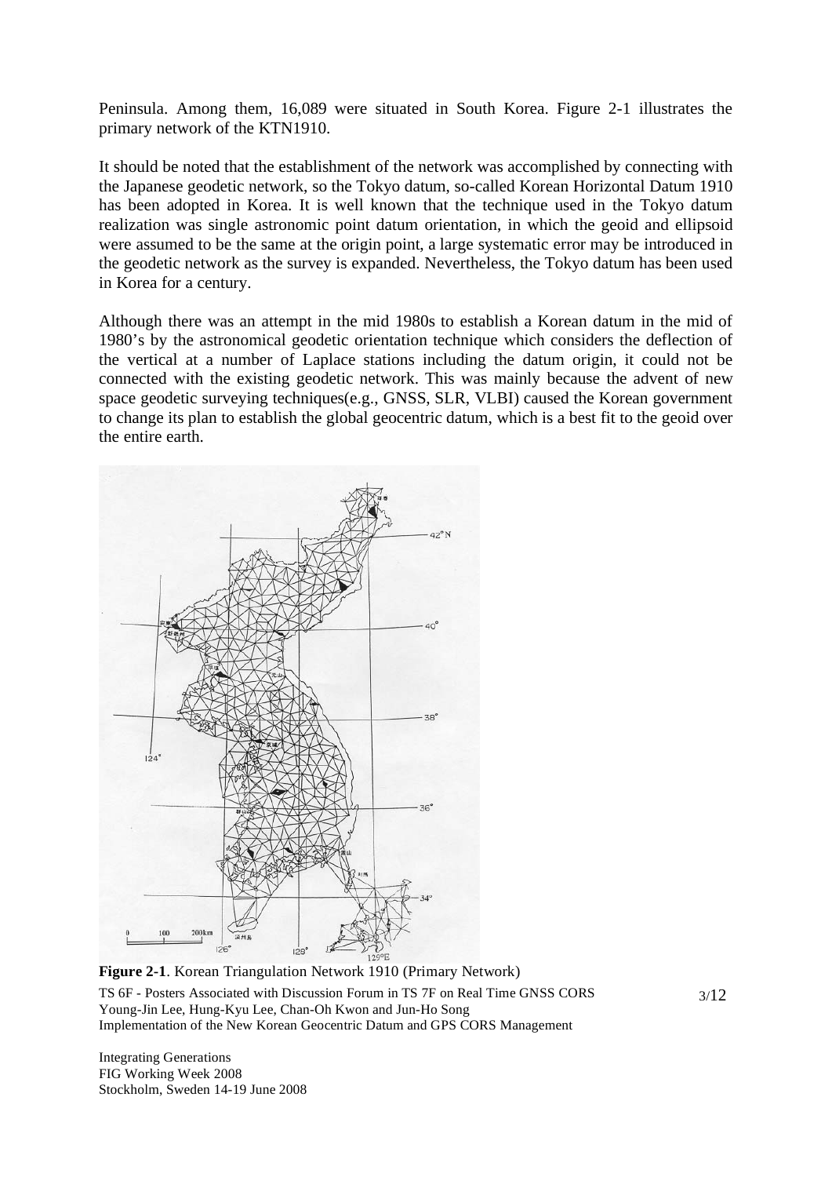Peninsula. Among them, 16,089 were situated in South Korea. Figure 2-1 illustrates the primary network of the KTN1910.

It should be noted that the establishment of the network was accomplished by connecting with the Japanese geodetic network, so the Tokyo datum, so-called Korean Horizontal Datum 1910 has been adopted in Korea. It is well known that the technique used in the Tokyo datum realization was single astronomic point datum orientation, in which the geoid and ellipsoid were assumed to be the same at the origin point, a large systematic error may be introduced in the geodetic network as the survey is expanded. Nevertheless, the Tokyo datum has been used in Korea for a century.

Although there was an attempt in the mid 1980s to establish a Korean datum in the mid of 1980's by the astronomical geodetic orientation technique which considers the deflection of the vertical at a number of Laplace stations including the datum origin, it could not be connected with the existing geodetic network. This was mainly because the advent of new space geodetic surveying techniques(e.g., GNSS, SLR, VLBI) caused the Korean government to change its plan to establish the global geocentric datum, which is a best fit to the geoid over the entire earth.

**Figure 2-1**. Korean Triangulation Network 1910 (Primary Network)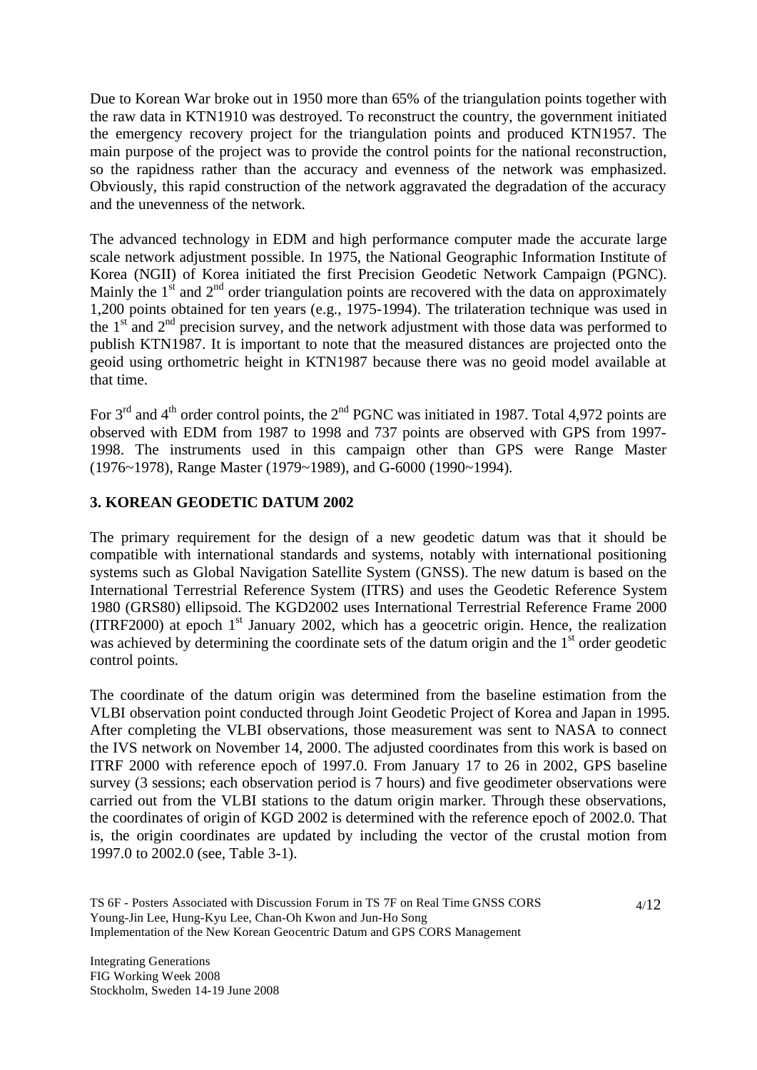Due to Korean War broke out in 1950 more than 65% of the triangulation points together with the raw data in KTN1910 was destroyed. To reconstruct the country, the government initiated the emergency recovery project for the triangulation points and produced KTN1957. The main purpose of the project was to provide the control points for the national reconstruction, so the rapidness rather than the accuracy and evenness of the network was emphasized. Obviously, this rapid construction of the network aggravated the degradation of the accuracy and the unevenness of the network.

The advanced technology in EDM and high performance computer made the accurate large scale network adjustment possible. In 1975, the National Geographic Information Institute of Korea (NGII) of Korea initiated the first Precision Geodetic Network Campaign (PGNC). Mainly the 1st and 2nd order triangulation points are recovered with the data on approximately 1,200 points obtained for ten years (e.g., 1975-1994). The trilateration technique was used in the 1st and 2nd precision survey, and the network adjustment with those data was performed to publish KTN1987. It is important to note that the measured distances are projected onto the geoid using orthometric height in KTN1987 because there was no geoid model available at that time.

For 3rd and 4th order control points, the 2nd PGNC was initiated in 1987. Total 4,972 points are observed with EDM from 1987 to 1998 and 737 points are observed with GPS from 1997-1998. The instruments used in this campaign other than GPS were Range Master (1976~1978), Range Master (1979~1989), and G-6000 (1990~1994).

## 3. KOREAN GEODETIC DATUM 2002

The primary requirement for the design of a new geodetic datum was that it should be compatible with international standards and systems, notably with international positioning systems such as Global Navigation Satellite System (GNSS). The new datum is based on the International Terrestrial Reference System (ITRS) and uses the Geodetic Reference System 1980 (GRS80) ellipsoid. The KGD2002 uses International Terrestrial Reference Frame 2000 (ITRF2000) at epoch 1st January 2002, which has a geocetric origin. Hence, the realization was achieved by determining the coordinate sets of the datum origin and the 1st order geodetic control points.

The coordinate of the datum origin was determined from the baseline estimation from the VLBI observation point conducted through Joint Geodetic Project of Korea and Japan in 1995. After completing the VLBI observations, those measurement was sent to NASA to connect the IVS network on November 14, 2000. The adjusted coordinates from this work is based on ITRF 2000 with reference epoch of 1997.0. From January 17 to 26 in 2002, GPS baseline survey (3 sessions; each observation period is 7 hours) and five geodimeter observations were carried out from the VLBI stations to the datum origin marker. Through these observations, the coordinates of origin of KGD 2002 is determined with the reference epoch of 2002.0. That is, the origin coordinates are updated by including the vector of the crustal motion from 1997.0 to 2002.0 (see, Table 3-1).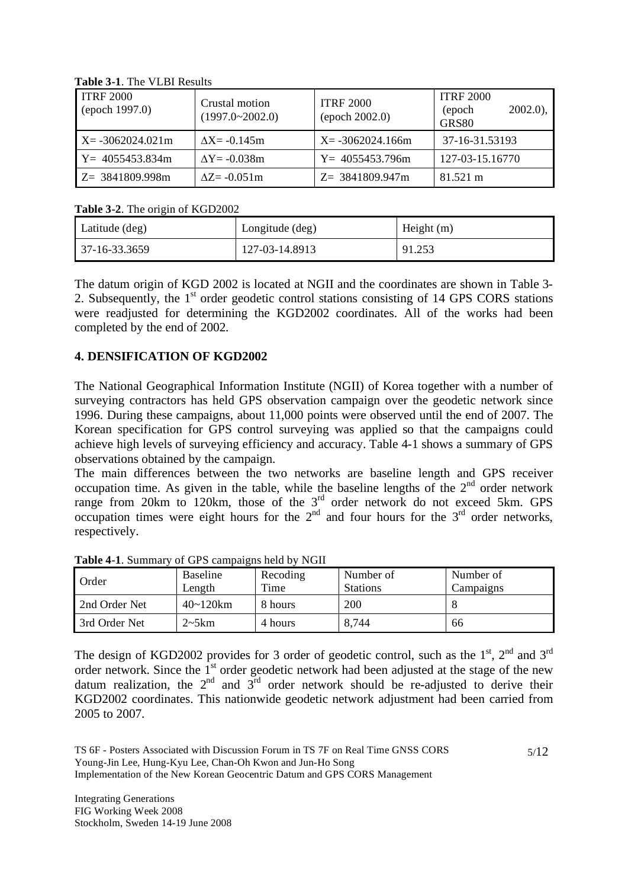**Table 3-1**. The VLBI Results

| ITRF 2000 (epoch 1997.0) | Crustal motion (1997.0~2002.0) | ITRF 2000 (epoch 2002.0) | ITRF 2000 (epoch 2002.0), GRS80 |
|---|---|---|---|
| X= -3062024.021m | ΔX= -0.145m | X= -3062024.166m | 37-16-31.53193 |
| Y= 4055453.834m | ΔY= -0.038m | Y= 4055453.796m | 127-03-15.16770 |
| Z= 3841809.998m | ΔZ= -0.051m | Z= 3841809.947m | 81.521 m |

**Table 3-2**. The origin of KGD2002

| Latitude (deg) | Longitude (deg) | Height (m) |
|---|---|---|
| 37-16-33.3659 | 127-03-14.8913 | 91.253 |

The datum origin of KGD 2002 is located at NGII and the coordinates are shown in Table 3-2. Subsequently, the 1st order geodetic control stations consisting of 14 GPS CORS stations were readjusted for determining the KGD2002 coordinates. All of the works had been completed by the end of 2002.

## 4. DENSIFICATION OF KGD2002

The National Geographical Information Institute (NGII) of Korea together with a number of surveying contractors has held GPS observation campaign over the geodetic network since 1996. During these campaigns, about 11,000 points were observed until the end of 2007. The Korean specification for GPS control surveying was applied so that the campaigns could achieve high levels of surveying efficiency and accuracy. Table 4-1 shows a summary of GPS observations obtained by the campaign.

The main differences between the two networks are baseline length and GPS receiver occupation time. As given in the table, while the baseline lengths of the 2nd order network range from 20km to 120km, those of the 3rd order network do not exceed 5km. GPS occupation times were eight hours for the 2nd and four hours for the 3rd order networks, respectively.

**Table 4-1**. Summary of GPS campaigns held by NGII

| Order | Baseline Length | Recoding Time | Number of Stations | Number of Campaigns |
|---|---|---|---|---|
| 2nd Order Net | 40~120km | 8 hours | 200 | 8 |
| 3rd Order Net | 2~5km | 4 hours | 8,744 | 66 |

The design of KGD2002 provides for 3 order of geodetic control, such as the 1st, 2nd and 3rd order network. Since the 1st order geodetic network had been adjusted at the stage of the new datum realization, the 2nd and 3rd order network should be re-adjusted to derive their KGD2002 coordinates. This nationwide geodetic network adjustment had been carried from 2005 to 2007.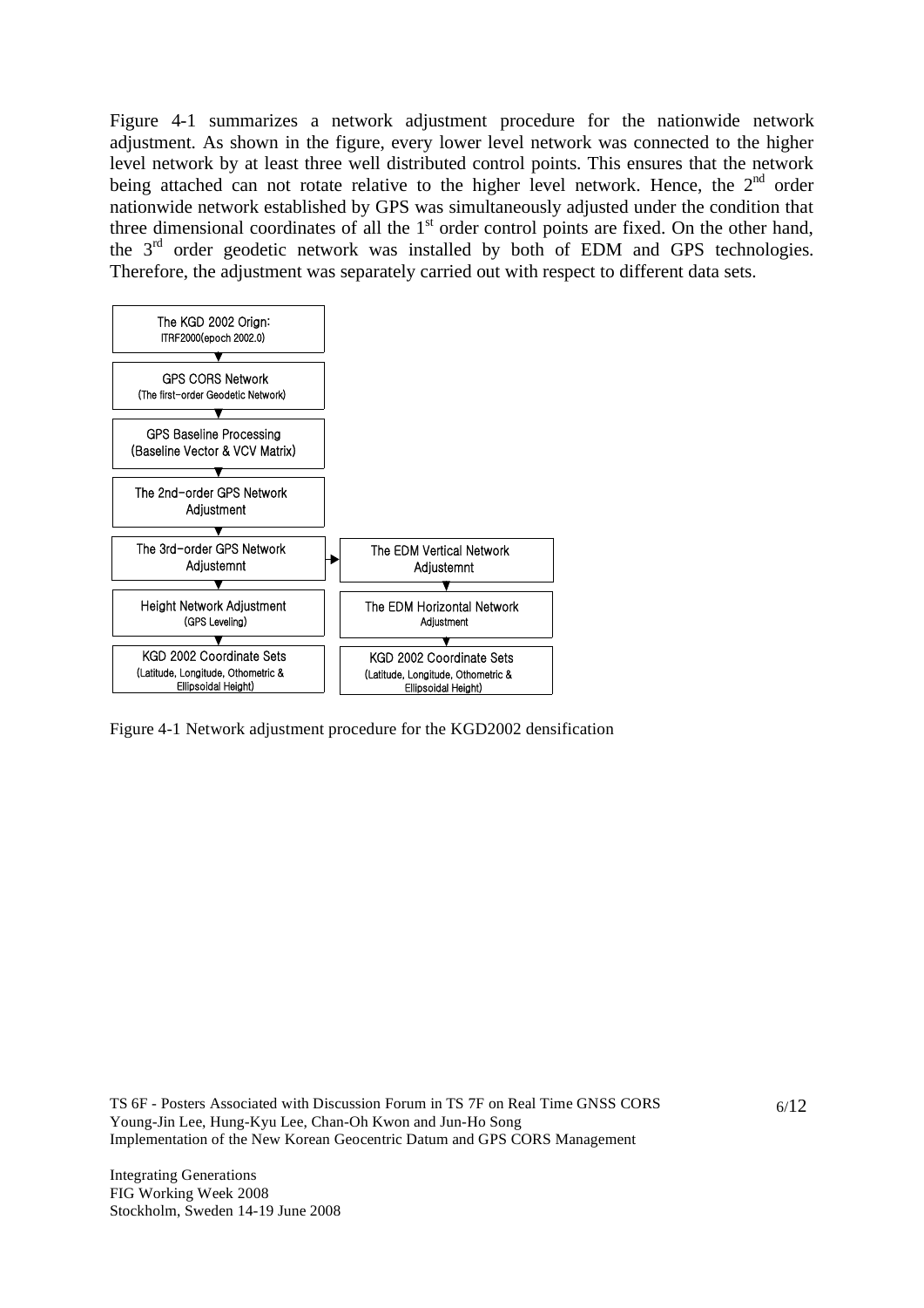Figure 4-1 summarizes a network adjustment procedure for the nationwide network adjustment. As shown in the figure, every lower level network was connected to the higher level network by at least three well distributed control points. This ensures that the network being attached can not rotate relative to the higher level network. Hence, the 2nd order nationwide network established by GPS was simultaneously adjusted under the condition that three dimensional coordinates of all the 1st order control points are fixed. On the other hand, the 3rd order geodetic network was installed by both of EDM and GPS technologies. Therefore, the adjustment was separately carried out with respect to different data sets.

The KGD 2002 Orign: ITRF2000(epoch 2002.0)
↓
GPS CORS Network (The first-order Geodetic Network)
↓
GPS Baseline Processing (Baseline Vector & VCV Matrix)
↓
The 2nd-order GPS Network Adjustment
↓
The 3rd-order GPS Network Adjustemnt → The EDM Vertical Network Adjustemnt
↓ | ↓
Height Network Adjustment (GPS Leveling) | The EDM Horizontal Network Adjustment
↓ | ↓
KGD 2002 Coordinate Sets (Latitude, Longitude, Othometric & Ellipsoidal Height) | KGD 2002 Coordinate Sets (Latitude, Longitude, Othometric & Ellipsoidal Height)

Figure 4-1 Network adjustment procedure for the KGD2002 densification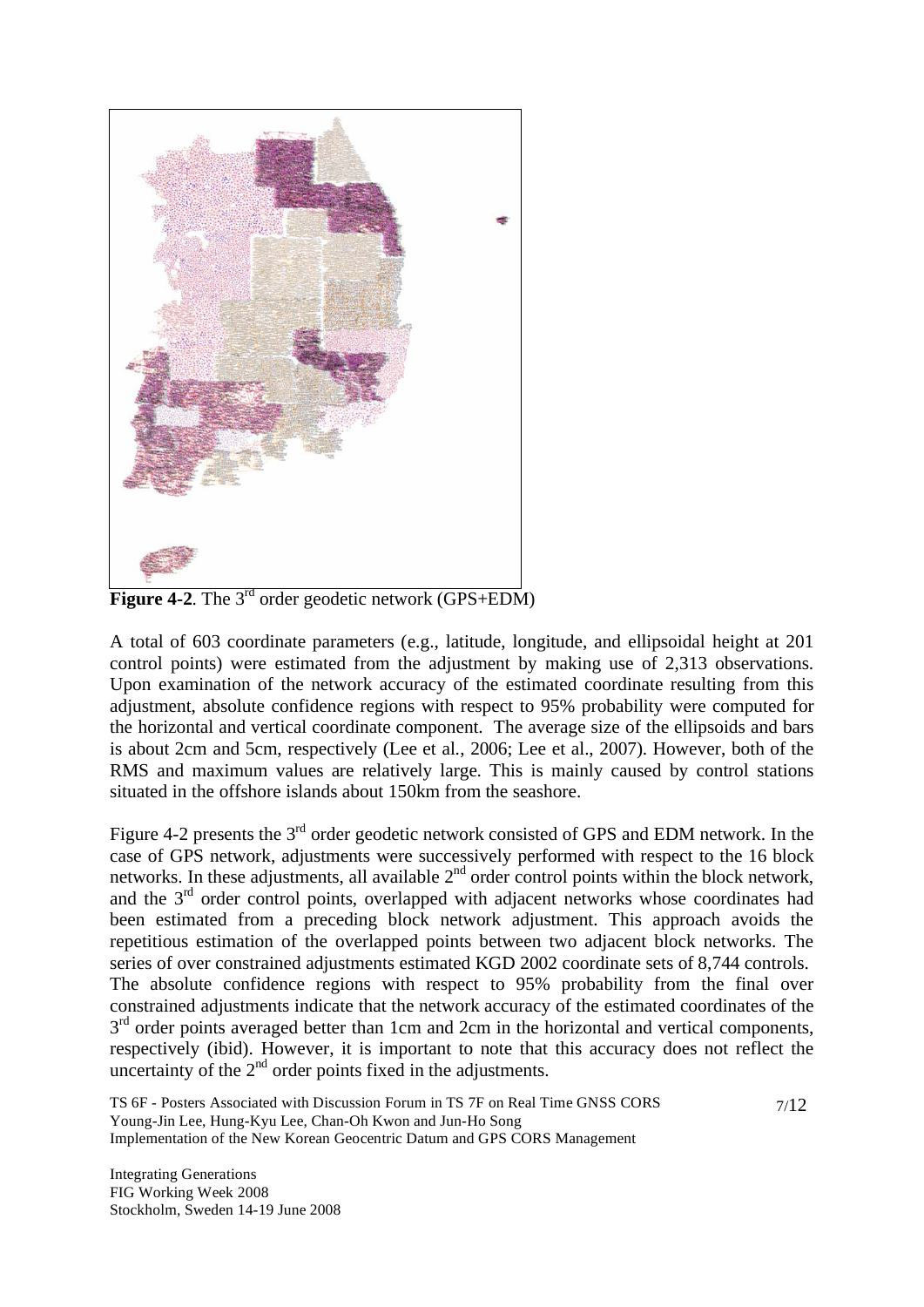**Figure 4-2**. The 3rd order geodetic network (GPS+EDM)

A total of 603 coordinate parameters (e.g., latitude, longitude, and ellipsoidal height at 201 control points) were estimated from the adjustment by making use of 2,313 observations. Upon examination of the network accuracy of the estimated coordinate resulting from this adjustment, absolute confidence regions with respect to 95% probability were computed for the horizontal and vertical coordinate component. The average size of the ellipsoids and bars is about 2cm and 5cm, respectively (Lee et al., 2006; Lee et al., 2007). However, both of the RMS and maximum values are relatively large. This is mainly caused by control stations situated in the offshore islands about 150km from the seashore.

Figure 4-2 presents the 3rd order geodetic network consisted of GPS and EDM network. In the case of GPS network, adjustments were successively performed with respect to the 16 block networks. In these adjustments, all available 2nd order control points within the block network, and the 3rd order control points, overlapped with adjacent networks whose coordinates had been estimated from a preceding block network adjustment. This approach avoids the repetitious estimation of the overlapped points between two adjacent block networks. The series of over constrained adjustments estimated KGD 2002 coordinate sets of 8,744 controls. The absolute confidence regions with respect to 95% probability from the final over constrained adjustments indicate that the network accuracy of the estimated coordinates of the 3rd order points averaged better than 1cm and 2cm in the horizontal and vertical components, respectively (ibid). However, it is important to note that this accuracy does not reflect the uncertainty of the 2nd order points fixed in the adjustments.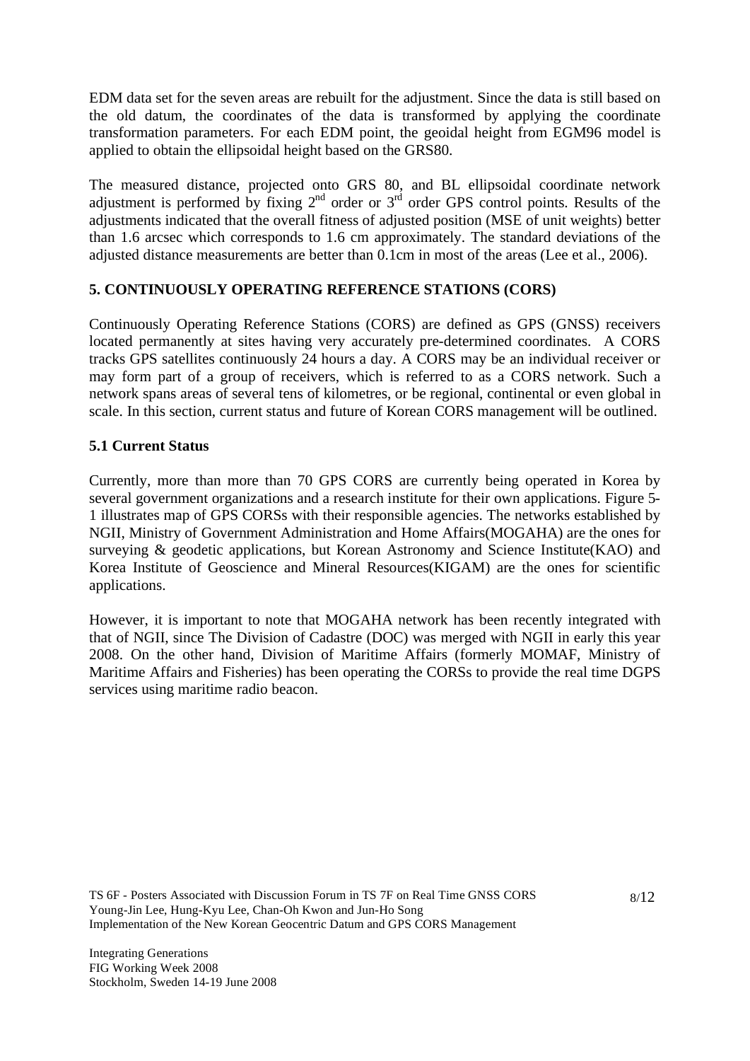EDM data set for the seven areas are rebuilt for the adjustment. Since the data is still based on the old datum, the coordinates of the data is transformed by applying the coordinate transformation parameters. For each EDM point, the geoidal height from EGM96 model is applied to obtain the ellipsoidal height based on the GRS80.

The measured distance, projected onto GRS 80, and BL ellipsoidal coordinate network adjustment is performed by fixing 2[nd] order or 3[rd] order GPS control points. Results of the adjustments indicated that the overall fitness of adjusted position (MSE of unit weights) better than 1.6 arcsec which corresponds to 1.6 cm approximately. The standard deviations of the adjusted distance measurements are better than 0.1cm in most of the areas (Lee et al., 2006).

## 5. CONTINUOUSLY OPERATING REFERENCE STATIONS (CORS)

Continuously Operating Reference Stations (CORS) are defined as GPS (GNSS) receivers located permanently at sites having very accurately pre-determined coordinates. A CORS tracks GPS satellites continuously 24 hours a day. A CORS may be an individual receiver or may form part of a group of receivers, which is referred to as a CORS network. Such a network spans areas of several tens of kilometres, or be regional, continental or even global in scale. In this section, current status and future of Korean CORS management will be outlined.

### 5.1 Current Status

Currently, more than more than 70 GPS CORS are currently being operated in Korea by several government organizations and a research institute for their own applications. Figure 5-1 illustrates map of GPS CORSs with their responsible agencies. The networks established by NGII, Ministry of Government Administration and Home Affairs(MOGAHA) are the ones for surveying & geodetic applications, but Korean Astronomy and Science Institute(KAO) and Korea Institute of Geoscience and Mineral Resources(KIGAM) are the ones for scientific applications.

However, it is important to note that MOGAHA network has been recently integrated with that of NGII, since The Division of Cadastre (DOC) was merged with NGII in early this year 2008. On the other hand, Division of Maritime Affairs (formerly MOMAF, Ministry of Maritime Affairs and Fisheries) has been operating the CORSs to provide the real time DGPS services using maritime radio beacon.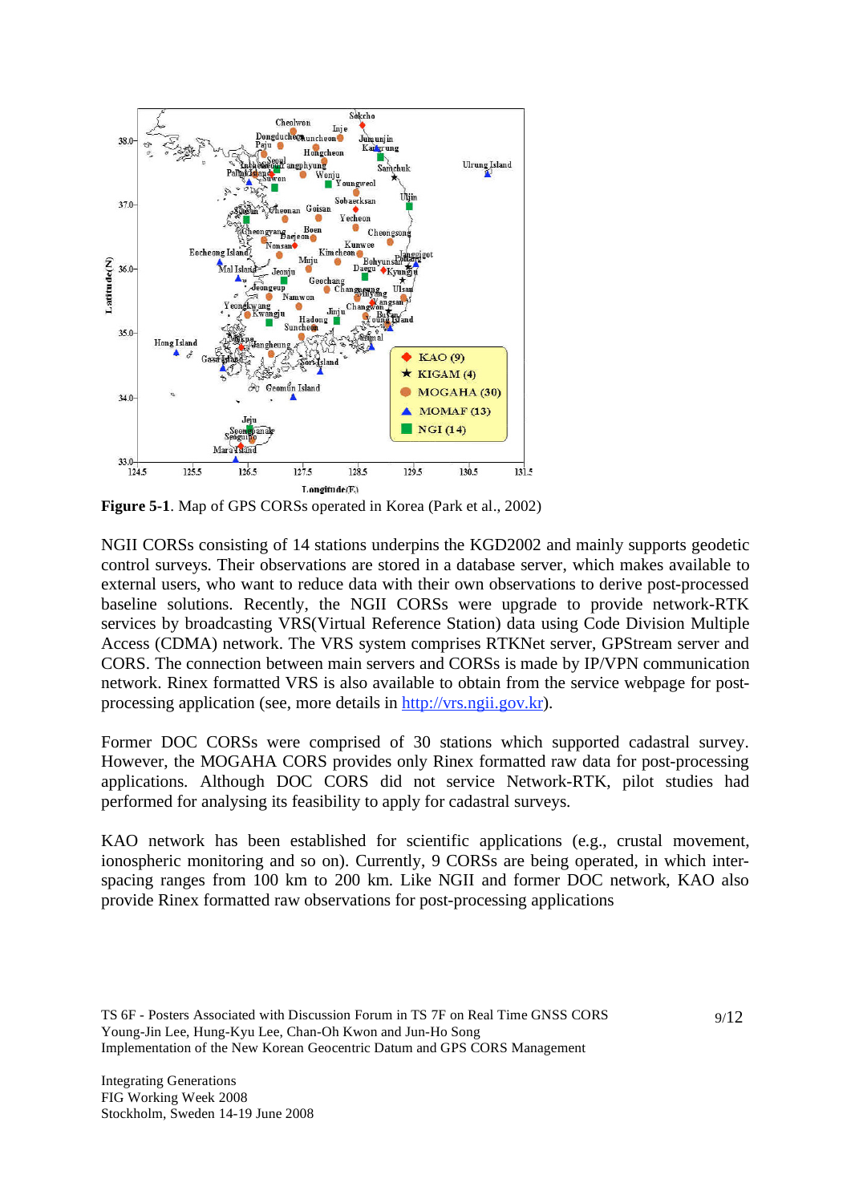**Figure 5-1**. Map of GPS CORSs operated in Korea (Park et al., 2002)

NGII CORSs consisting of 14 stations underpins the KGD2002 and mainly supports geodetic control surveys. Their observations are stored in a database server, which makes available to external users, who want to reduce data with their own observations to derive post-processed baseline solutions. Recently, the NGII CORSs were upgrade to provide network-RTK services by broadcasting VRS(Virtual Reference Station) data using Code Division Multiple Access (CDMA) network. The VRS system comprises RTKNet server, GPStream server and CORS. The connection between main servers and CORSs is made by IP/VPN communication network. Rinex formatted VRS is also available to obtain from the service webpage for post-processing application (see, more details in [http://vrs.ngii.gov.kr](http://vrs.ngii.gov.kr)).

Former DOC CORSs were comprised of 30 stations which supported cadastral survey. However, the MOGAHA CORS provides only Rinex formatted raw data for post-processing applications. Although DOC CORS did not service Network-RTK, pilot studies had performed for analysing its feasibility to apply for cadastral surveys.

KAO network has been established for scientific applications (e.g., crustal movement, ionospheric monitoring and so on). Currently, 9 CORSs are being operated, in which inter-spacing ranges from 100 km to 200 km. Like NGII and former DOC network, KAO also provide Rinex formatted raw observations for post-processing applications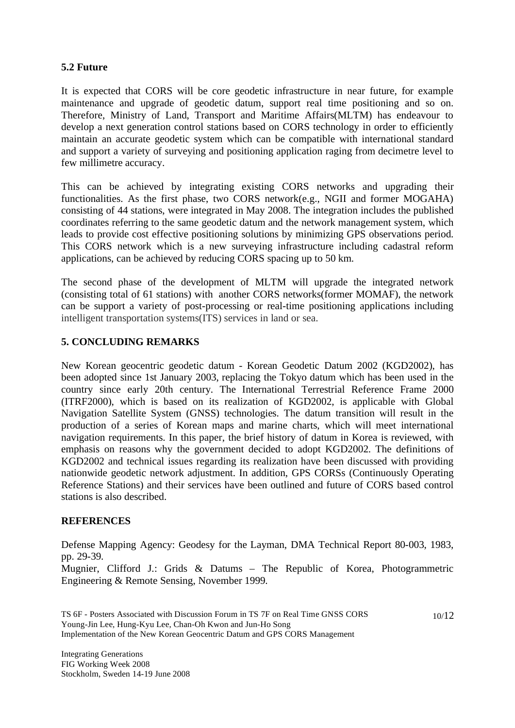### 5.2 Future

It is expected that CORS will be core geodetic infrastructure in near future, for example maintenance and upgrade of geodetic datum, support real time positioning and so on. Therefore, Ministry of Land, Transport and Maritime Affairs(MLTM) has endeavour to develop a next generation control stations based on CORS technology in order to efficiently maintain an accurate geodetic system which can be compatible with international standard and support a variety of surveying and positioning application raging from decimetre level to few millimetre accuracy.

This can be achieved by integrating existing CORS networks and upgrading their functionalities. As the first phase, two CORS network(e.g., NGII and former MOGAHA) consisting of 44 stations, were integrated in May 2008. The integration includes the published coordinates referring to the same geodetic datum and the network management system, which leads to provide cost effective positioning solutions by minimizing GPS observations period. This CORS network which is a new surveying infrastructure including cadastral reform applications, can be achieved by reducing CORS spacing up to 50 km.

The second phase of the development of MLTM will upgrade the integrated network (consisting total of 61 stations) with another CORS networks(former MOMAF), the network can be support a variety of post-processing or real-time positioning applications including intelligent transportation systems(ITS) services in land or sea.

## 5. CONCLUDING REMARKS

New Korean geocentric geodetic datum - Korean Geodetic Datum 2002 (KGD2002), has been adopted since 1st January 2003, replacing the Tokyo datum which has been used in the country since early 20th century. The International Terrestrial Reference Frame 2000 (ITRF2000), which is based on its realization of KGD2002, is applicable with Global Navigation Satellite System (GNSS) technologies. The datum transition will result in the production of a series of Korean maps and marine charts, which will meet international navigation requirements. In this paper, the brief history of datum in Korea is reviewed, with emphasis on reasons why the government decided to adopt KGD2002. The definitions of KGD2002 and technical issues regarding its realization have been discussed with providing nationwide geodetic network adjustment. In addition, GPS CORSs (Continuously Operating Reference Stations) and their services have been outlined and future of CORS based control stations is also described.

## REFERENCES

Defense Mapping Agency: Geodesy for the Layman, DMA Technical Report 80-003, 1983, pp. 29-39.

Mugnier, Clifford J.: Grids & Datums – The Republic of Korea, Photogrammetric Engineering & Remote Sensing, November 1999.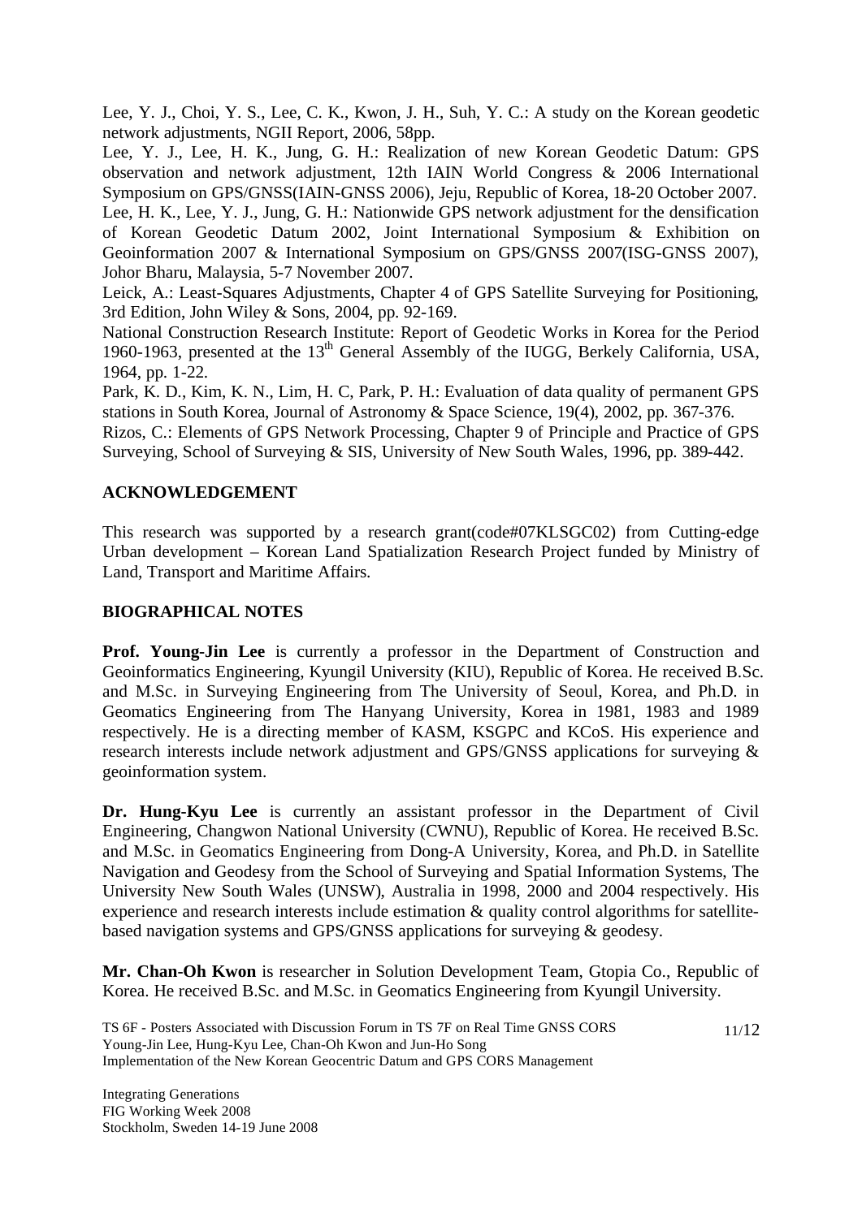Lee, Y. J., Choi, Y. S., Lee, C. K., Kwon, J. H., Suh, Y. C.: A study on the Korean geodetic network adjustments, NGII Report, 2006, 58pp.

Lee, Y. J., Lee, H. K., Jung, G. H.: Realization of new Korean Geodetic Datum: GPS observation and network adjustment, 12th IAIN World Congress & 2006 International Symposium on GPS/GNSS(IAIN-GNSS 2006), Jeju, Republic of Korea, 18-20 October 2007.

Lee, H. K., Lee, Y. J., Jung, G. H.: Nationwide GPS network adjustment for the densification of Korean Geodetic Datum 2002, Joint International Symposium & Exhibition on Geoinformation 2007 & International Symposium on GPS/GNSS 2007(ISG-GNSS 2007), Johor Bharu, Malaysia, 5-7 November 2007.

Leick, A.: Least-Squares Adjustments, Chapter 4 of GPS Satellite Surveying for Positioning, 3rd Edition, John Wiley & Sons, 2004, pp. 92-169.

National Construction Research Institute: Report of Geodetic Works in Korea for the Period 1960-1963, presented at the 13th General Assembly of the IUGG, Berkely California, USA, 1964, pp. 1-22.

Park, K. D., Kim, K. N., Lim, H. C, Park, P. H.: Evaluation of data quality of permanent GPS stations in South Korea, Journal of Astronomy & Space Science, 19(4), 2002, pp. 367-376.

Rizos, C.: Elements of GPS Network Processing, Chapter 9 of Principle and Practice of GPS Surveying, School of Surveying & SIS, University of New South Wales, 1996, pp. 389-442.

## ACKNOWLEDGEMENT

This research was supported by a research grant(code#07KLSGC02) from Cutting-edge Urban development – Korean Land Spatialization Research Project funded by Ministry of Land, Transport and Maritime Affairs.

## BIOGRAPHICAL NOTES

**Prof. Young-Jin Lee** is currently a professor in the Department of Construction and Geoinformatics Engineering, Kyungil University (KIU), Republic of Korea. He received B.Sc. and M.Sc. in Surveying Engineering from The University of Seoul, Korea, and Ph.D. in Geomatics Engineering from The Hanyang University, Korea in 1981, 1983 and 1989 respectively. He is a directing member of KASM, KSGPC and KCoS. His experience and research interests include network adjustment and GPS/GNSS applications for surveying & geoinformation system.

**Dr. Hung-Kyu Lee** is currently an assistant professor in the Department of Civil Engineering, Changwon National University (CWNU), Republic of Korea. He received B.Sc. and M.Sc. in Geomatics Engineering from Dong-A University, Korea, and Ph.D. in Satellite Navigation and Geodesy from the School of Surveying and Spatial Information Systems, The University New South Wales (UNSW), Australia in 1998, 2000 and 2004 respectively. His experience and research interests include estimation & quality control algorithms for satellite-based navigation systems and GPS/GNSS applications for surveying & geodesy.

**Mr. Chan-Oh Kwon** is researcher in Solution Development Team, Gtopia Co., Republic of Korea. He received B.Sc. and M.Sc. in Geomatics Engineering from Kyungil University.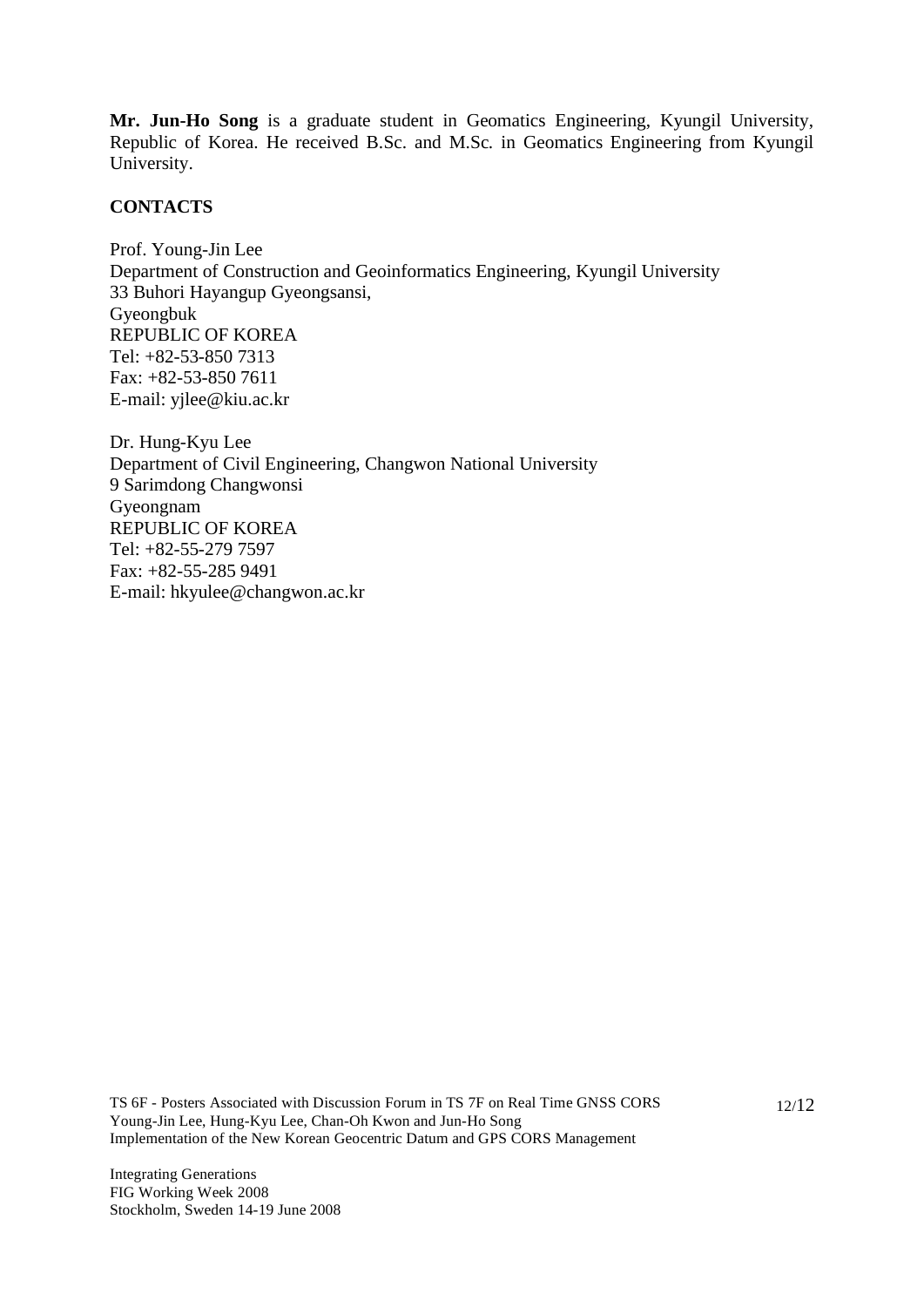**Mr. Jun-Ho Song** is a graduate student in Geomatics Engineering, Kyungil University, Republic of Korea. He received B.Sc. and M.Sc. in Geomatics Engineering from Kyungil University.

## CONTACTS

Prof. Young-Jin Lee
Department of Construction and Geoinformatics Engineering, Kyungil University
33 Buhori Hayangup Gyeongsansi,
Gyeongbuk
REPUBLIC OF KOREA
Tel: +82-53-850 7313
Fax: +82-53-850 7611
E-mail: yjlee@kiu.ac.kr

Dr. Hung-Kyu Lee
Department of Civil Engineering, Changwon National University
9 Sarimdong Changwonsi
Gyeongnam
REPUBLIC OF KOREA
Tel: +82-55-279 7597
Fax: +82-55-285 9491
E-mail: hkyulee@changwon.ac.kr